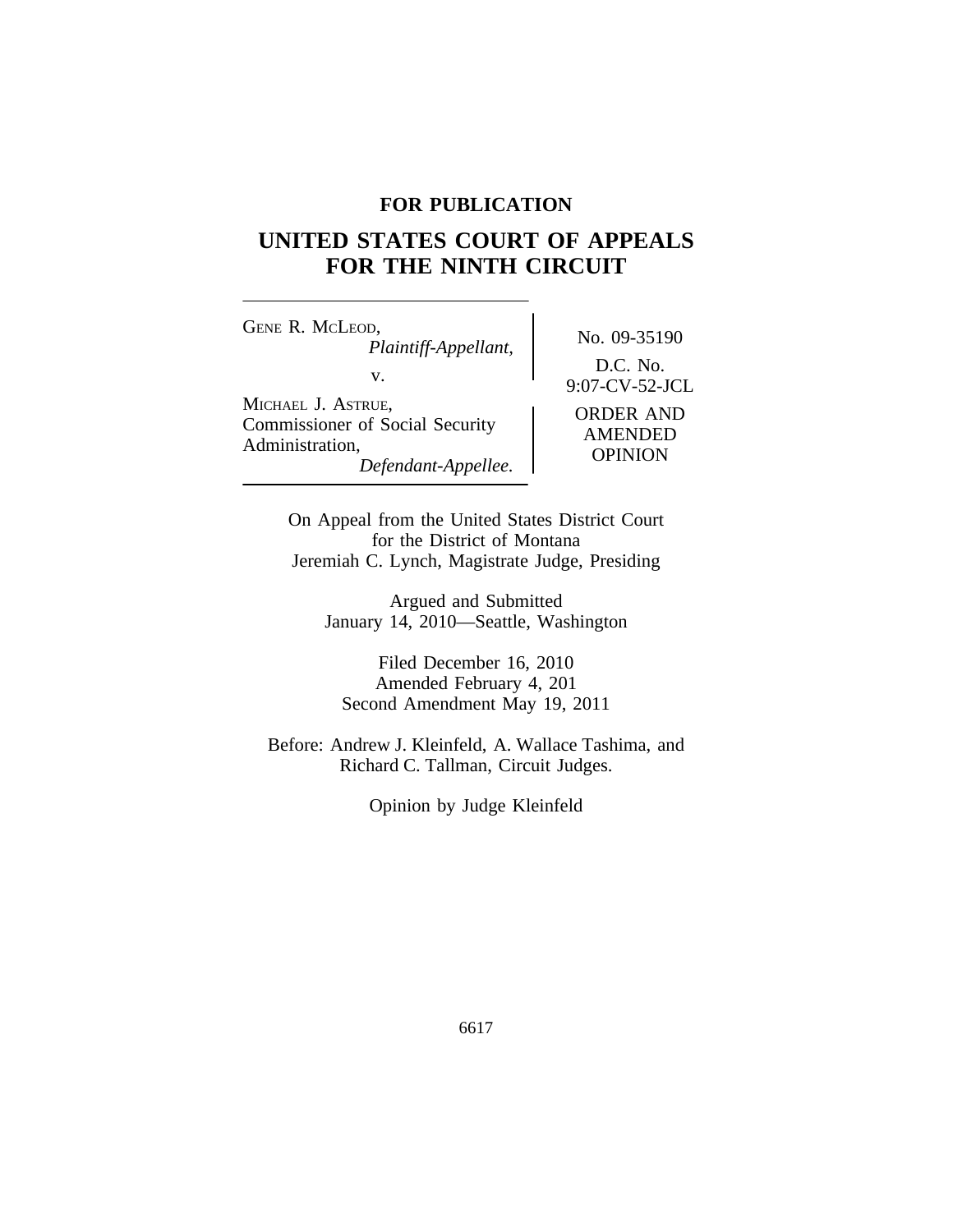**FOR PUBLICATION**

# UNITED STATES COURT OF APPEALS FOR THE NINTH CIRCUIT

GENE R. MCLEOD,
*Plaintiff-Appellant,*

v.

MICHAEL J. ASTRUE,
Commissioner of Social Security Administration,
*Defendant-Appellee.*

No. 09-35190

D.C. No. 9:07-CV-52-JCL

ORDER AND AMENDED OPINION

On Appeal from the United States District Court
for the District of Montana
Jeremiah C. Lynch, Magistrate Judge, Presiding

Argued and Submitted
January 14, 2010—Seattle, Washington

Filed December 16, 2010
Amended February 4, 201
Second Amendment May 19, 2011

Before: Andrew J. Kleinfeld, A. Wallace Tashima, and Richard C. Tallman, Circuit Judges.

Opinion by Judge Kleinfeld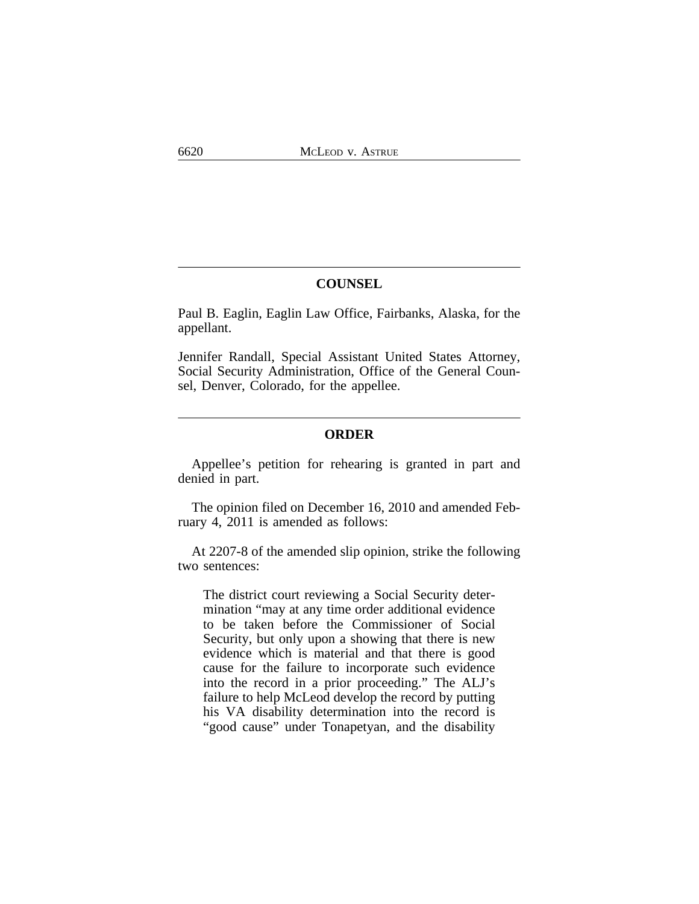## COUNSEL

Paul B. Eaglin, Eaglin Law Office, Fairbanks, Alaska, for the appellant.

Jennifer Randall, Special Assistant United States Attorney, Social Security Administration, Office of the General Counsel, Denver, Colorado, for the appellee.

## ORDER

Appellee's petition for rehearing is granted in part and denied in part.

The opinion filed on December 16, 2010 and amended February 4, 2011 is amended as follows:

At 2207-8 of the amended slip opinion, strike the following two sentences:

> The district court reviewing a Social Security determination "may at any time order additional evidence to be taken before the Commissioner of Social Security, but only upon a showing that there is new evidence which is material and that there is good cause for the failure to incorporate such evidence into the record in a prior proceeding." The ALJ's failure to help McLeod develop the record by putting his VA disability determination into the record is "good cause" under Tonapetyan, and the disability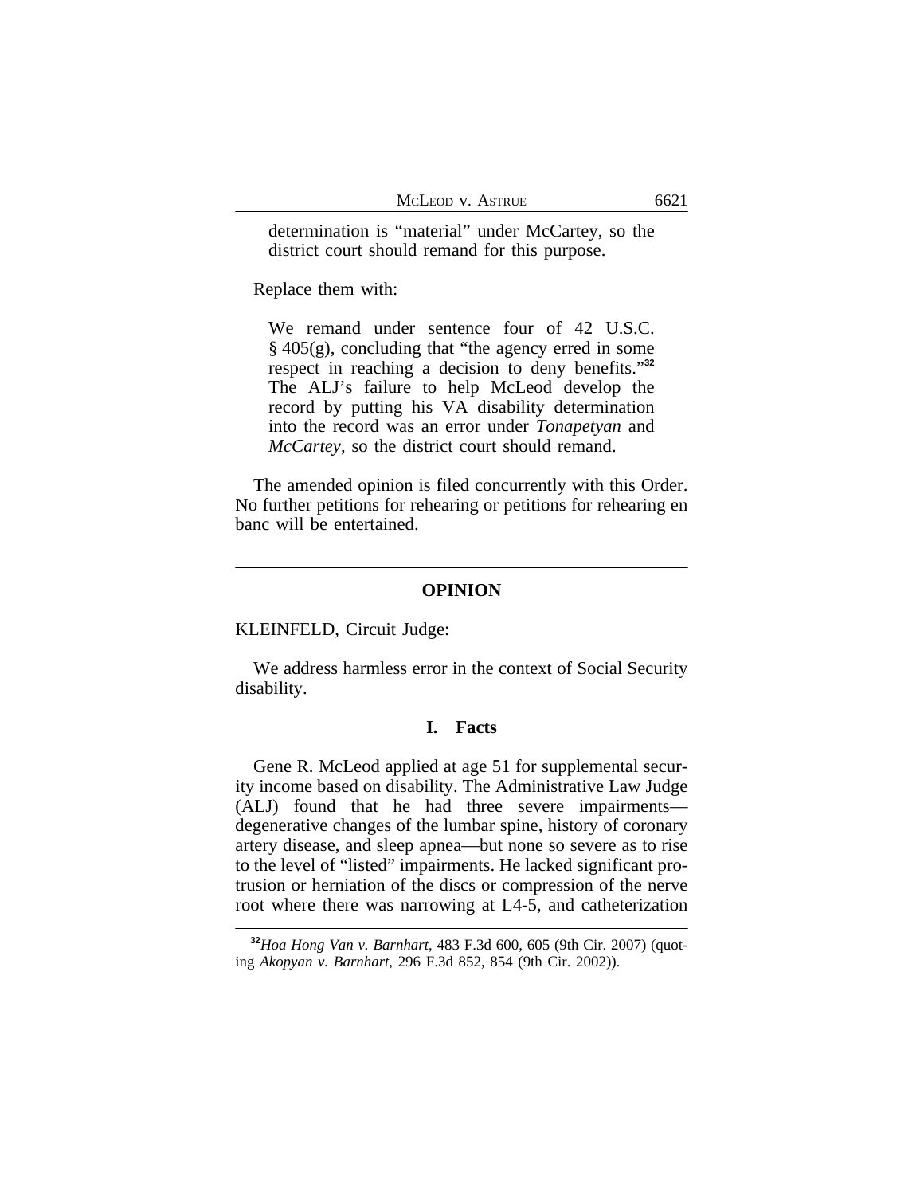> determination is "material" under McCartey, so the district court should remand for this purpose.

Replace them with:

> We remand under sentence four of 42 U.S.C. § 405(g), concluding that "the agency erred in some respect in reaching a decision to deny benefits."[32] The ALJ's failure to help McLeod develop the record by putting his VA disability determination into the record was an error under *Tonapetyan* and *McCartey*, so the district court should remand.

The amended opinion is filed concurrently with this Order. No further petitions for rehearing or petitions for rehearing en banc will be entertained.

---

## OPINION

KLEINFELD, Circuit Judge:

We address harmless error in the context of Social Security disability.

### I. Facts

Gene R. McLeod applied at age 51 for supplemental security income based on disability. The Administrative Law Judge (ALJ) found that he had three severe impairments—degenerative changes of the lumbar spine, history of coronary artery disease, and sleep apnea—but none so severe as to rise to the level of "listed" impairments. He lacked significant protrusion or herniation of the discs or compression of the nerve root where there was narrowing at L4-5, and catheterization

---

[32] *Hoa Hong Van v. Barnhart*, 483 F.3d 600, 605 (9th Cir. 2007) (quoting *Akopyan v. Barnhart*, 296 F.3d 852, 854 (9th Cir. 2002)).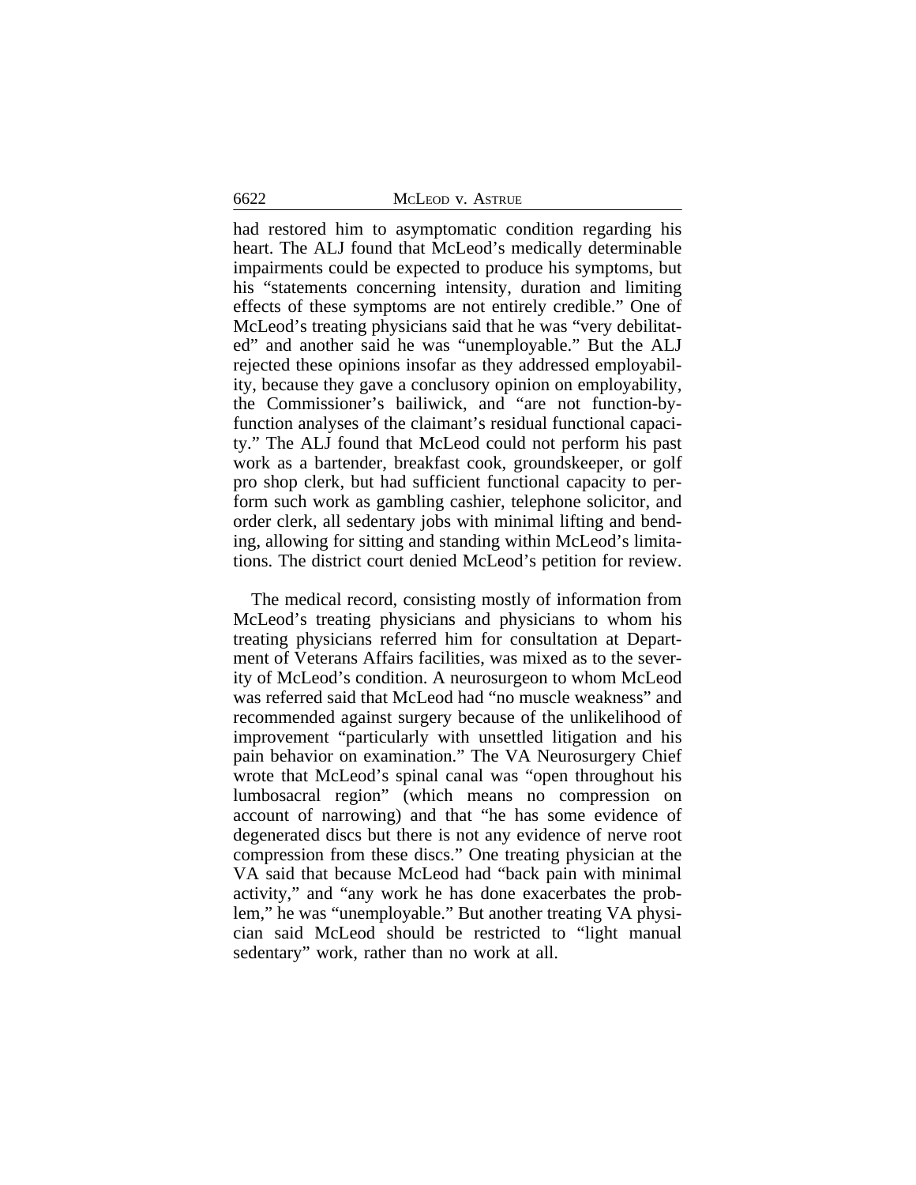had restored him to asymptomatic condition regarding his heart. The ALJ found that McLeod's medically determinable impairments could be expected to produce his symptoms, but his "statements concerning intensity, duration and limiting effects of these symptoms are not entirely credible." One of McLeod's treating physicians said that he was "very debilitated" and another said he was "unemployable." But the ALJ rejected these opinions insofar as they addressed employability, because they gave a conclusory opinion on employability, the Commissioner's bailiwick, and "are not function-by-function analyses of the claimant's residual functional capacity." The ALJ found that McLeod could not perform his past work as a bartender, breakfast cook, groundskeeper, or golf pro shop clerk, but had sufficient functional capacity to perform such work as gambling cashier, telephone solicitor, and order clerk, all sedentary jobs with minimal lifting and bending, allowing for sitting and standing within McLeod's limitations. The district court denied McLeod's petition for review.

The medical record, consisting mostly of information from McLeod's treating physicians and physicians to whom his treating physicians referred him for consultation at Department of Veterans Affairs facilities, was mixed as to the severity of McLeod's condition. A neurosurgeon to whom McLeod was referred said that McLeod had "no muscle weakness" and recommended against surgery because of the unlikelihood of improvement "particularly with unsettled litigation and his pain behavior on examination." The VA Neurosurgery Chief wrote that McLeod's spinal canal was "open throughout his lumbosacral region" (which means no compression on account of narrowing) and that "he has some evidence of degenerated discs but there is not any evidence of nerve root compression from these discs." One treating physician at the VA said that because McLeod had "back pain with minimal activity," and "any work he has done exacerbates the problem," he was "unemployable." But another treating VA physician said McLeod should be restricted to "light manual sedentary" work, rather than no work at all.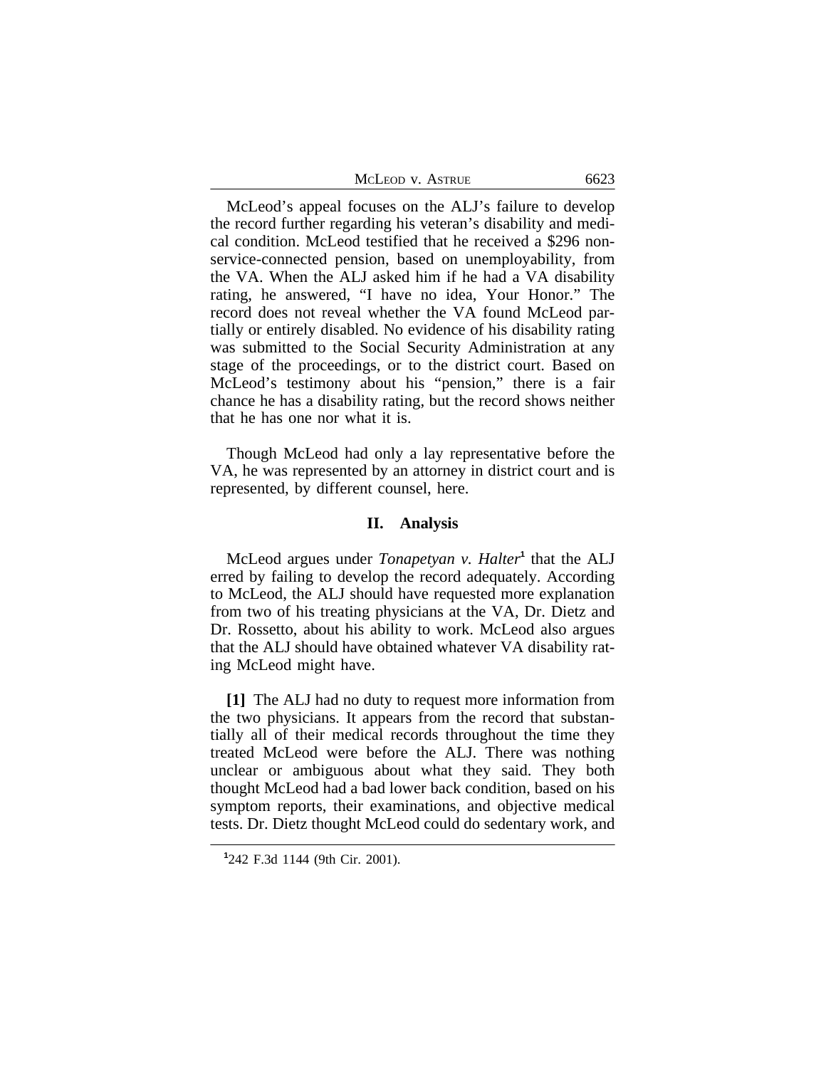McLeod's appeal focuses on the ALJ's failure to develop the record further regarding his veteran's disability and medical condition. McLeod testified that he received a $296 non-service-connected pension, based on unemployability, from the VA. When the ALJ asked him if he had a VA disability rating, he answered, "I have no idea, Your Honor." The record does not reveal whether the VA found McLeod partially or entirely disabled. No evidence of his disability rating was submitted to the Social Security Administration at any stage of the proceedings, or to the district court. Based on McLeod's testimony about his "pension," there is a fair chance he has a disability rating, but the record shows neither that he has one nor what it is.

Though McLeod had only a lay representative before the VA, he was represented by an attorney in district court and is represented, by different counsel, here.

## II. Analysis

McLeod argues under *Tonapetyan v. Halter*[1] that the ALJ erred by failing to develop the record adequately. According to McLeod, the ALJ should have requested more explanation from two of his treating physicians at the VA, Dr. Dietz and Dr. Rossetto, about his ability to work. McLeod also argues that the ALJ should have obtained whatever VA disability rating McLeod might have.

**[1]** The ALJ had no duty to request more information from the two physicians. It appears from the record that substantially all of their medical records throughout the time they treated McLeod were before the ALJ. There was nothing unclear or ambiguous about what they said. They both thought McLeod had a bad lower back condition, based on his symptom reports, their examinations, and objective medical tests. Dr. Dietz thought McLeod could do sedentary work, and

[1] 242 F.3d 1144 (9th Cir. 2001).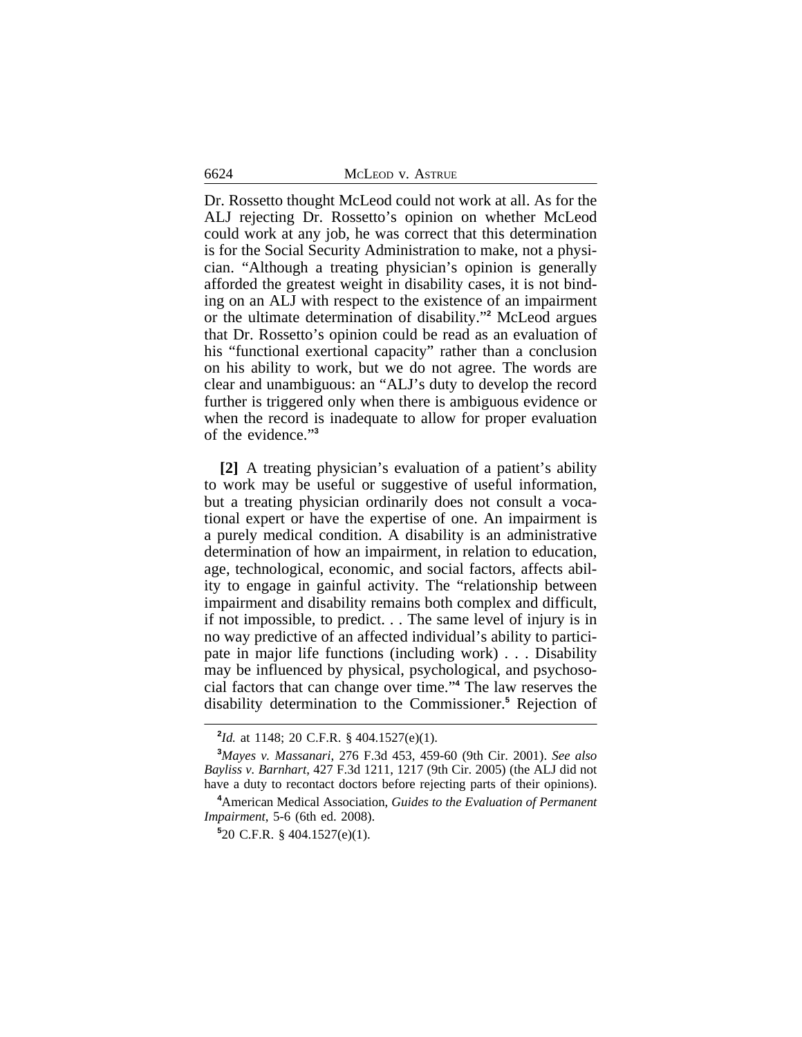Dr. Rossetto thought McLeod could not work at all. As for the ALJ rejecting Dr. Rossetto's opinion on whether McLeod could work at any job, he was correct that this determination is for the Social Security Administration to make, not a physician. "Although a treating physician's opinion is generally afforded the greatest weight in disability cases, it is not binding on an ALJ with respect to the existence of an impairment or the ultimate determination of disability."[2] McLeod argues that Dr. Rossetto's opinion could be read as an evaluation of his "functional exertional capacity" rather than a conclusion on his ability to work, but we do not agree. The words are clear and unambiguous: an "ALJ's duty to develop the record further is triggered only when there is ambiguous evidence or when the record is inadequate to allow for proper evaluation of the evidence."[3]

**[2]** A treating physician's evaluation of a patient's ability to work may be useful or suggestive of useful information, but a treating physician ordinarily does not consult a vocational expert or have the expertise of one. An impairment is a purely medical condition. A disability is an administrative determination of how an impairment, in relation to education, age, technological, economic, and social factors, affects ability to engage in gainful activity. The "relationship between impairment and disability remains both complex and difficult, if not impossible, to predict. . . The same level of injury is in no way predictive of an affected individual's ability to participate in major life functions (including work) . . . Disability may be influenced by physical, psychological, and psychosocial factors that can change over time."[4] The law reserves the disability determination to the Commissioner.[5] Rejection of

---

[2] *Id.* at 1148; 20 C.F.R. § 404.1527(e)(1).

[3] *Mayes v. Massanari*, 276 F.3d 453, 459-60 (9th Cir. 2001). *See also Bayliss v. Barnhart*, 427 F.3d 1211, 1217 (9th Cir. 2005) (the ALJ did not have a duty to recontact doctors before rejecting parts of their opinions).

[4] American Medical Association, *Guides to the Evaluation of Permanent Impairment*, 5-6 (6th ed. 2008).

[5] 20 C.F.R. § 404.1527(e)(1).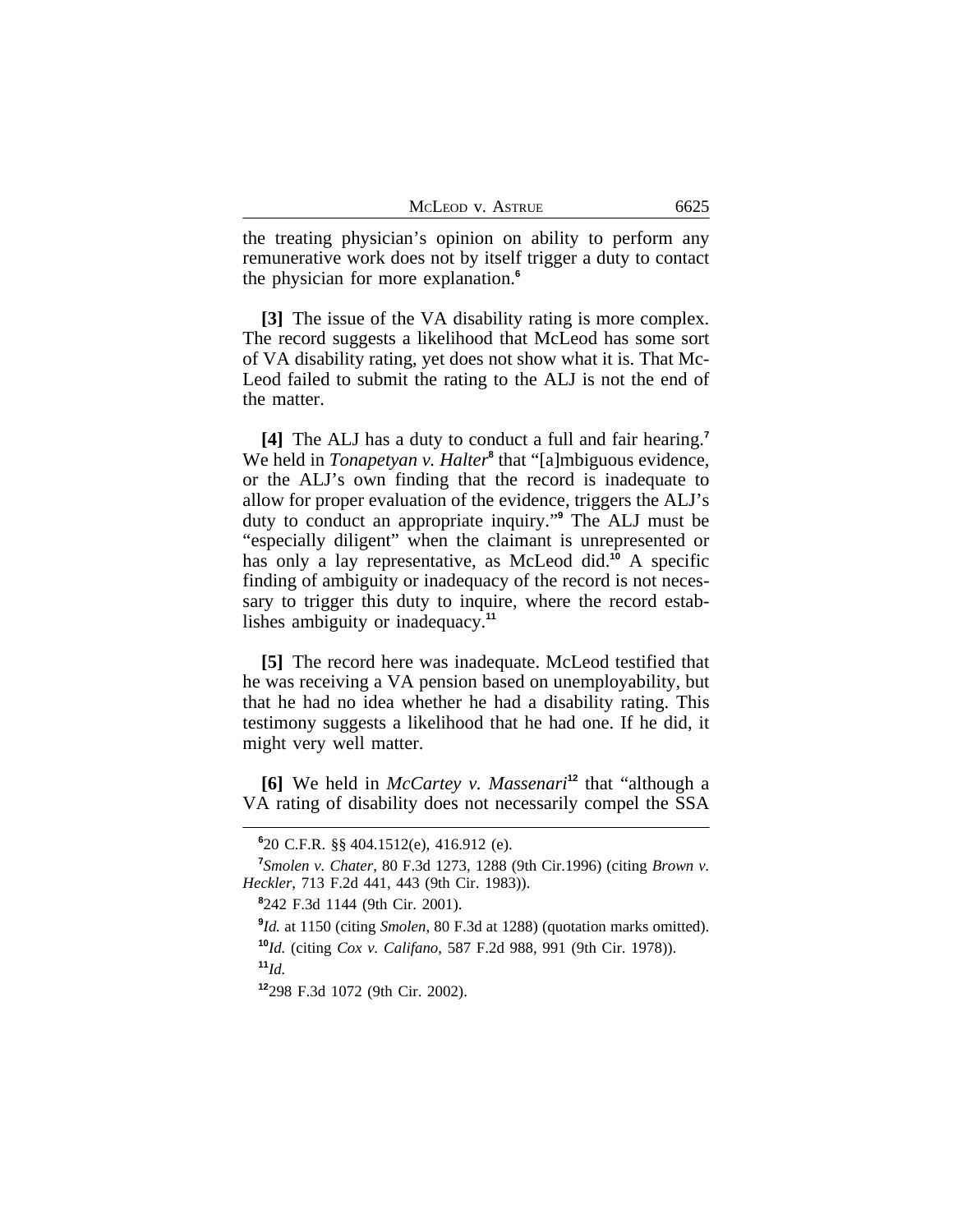the treating physician's opinion on ability to perform any remunerative work does not by itself trigger a duty to contact the physician for more explanation.[6]

**[3]** The issue of the VA disability rating is more complex. The record suggests a likelihood that McLeod has some sort of VA disability rating, yet does not show what it is. That McLeod failed to submit the rating to the ALJ is not the end of the matter.

**[4]** The ALJ has a duty to conduct a full and fair hearing.[7] We held in *Tonapetyan v. Halter*[8] that "[a]mbiguous evidence, or the ALJ's own finding that the record is inadequate to allow for proper evaluation of the evidence, triggers the ALJ's duty to conduct an appropriate inquiry."[9] The ALJ must be "especially diligent" when the claimant is unrepresented or has only a lay representative, as McLeod did.[10] A specific finding of ambiguity or inadequacy of the record is not necessary to trigger this duty to inquire, where the record establishes ambiguity or inadequacy.[11]

**[5]** The record here was inadequate. McLeod testified that he was receiving a VA pension based on unemployability, but that he had no idea whether he had a disability rating. This testimony suggests a likelihood that he had one. If he did, it might very well matter.

**[6]** We held in *McCartey v. Massenari*[12] that "although a VA rating of disability does not necessarily compel the SSA

---

[6] 20 C.F.R. §§ 404.1512(e), 416.912 (e).

[7] *Smolen v. Chater*, 80 F.3d 1273, 1288 (9th Cir.1996) (citing *Brown v. Heckler*, 713 F.2d 441, 443 (9th Cir. 1983)).

[8] 242 F.3d 1144 (9th Cir. 2001).

[9] *Id.* at 1150 (citing *Smolen*, 80 F.3d at 1288) (quotation marks omitted).

[10] *Id.* (citing *Cox v. Califano*, 587 F.2d 988, 991 (9th Cir. 1978)).

[11] *Id.*

[12] 298 F.3d 1072 (9th Cir. 2002).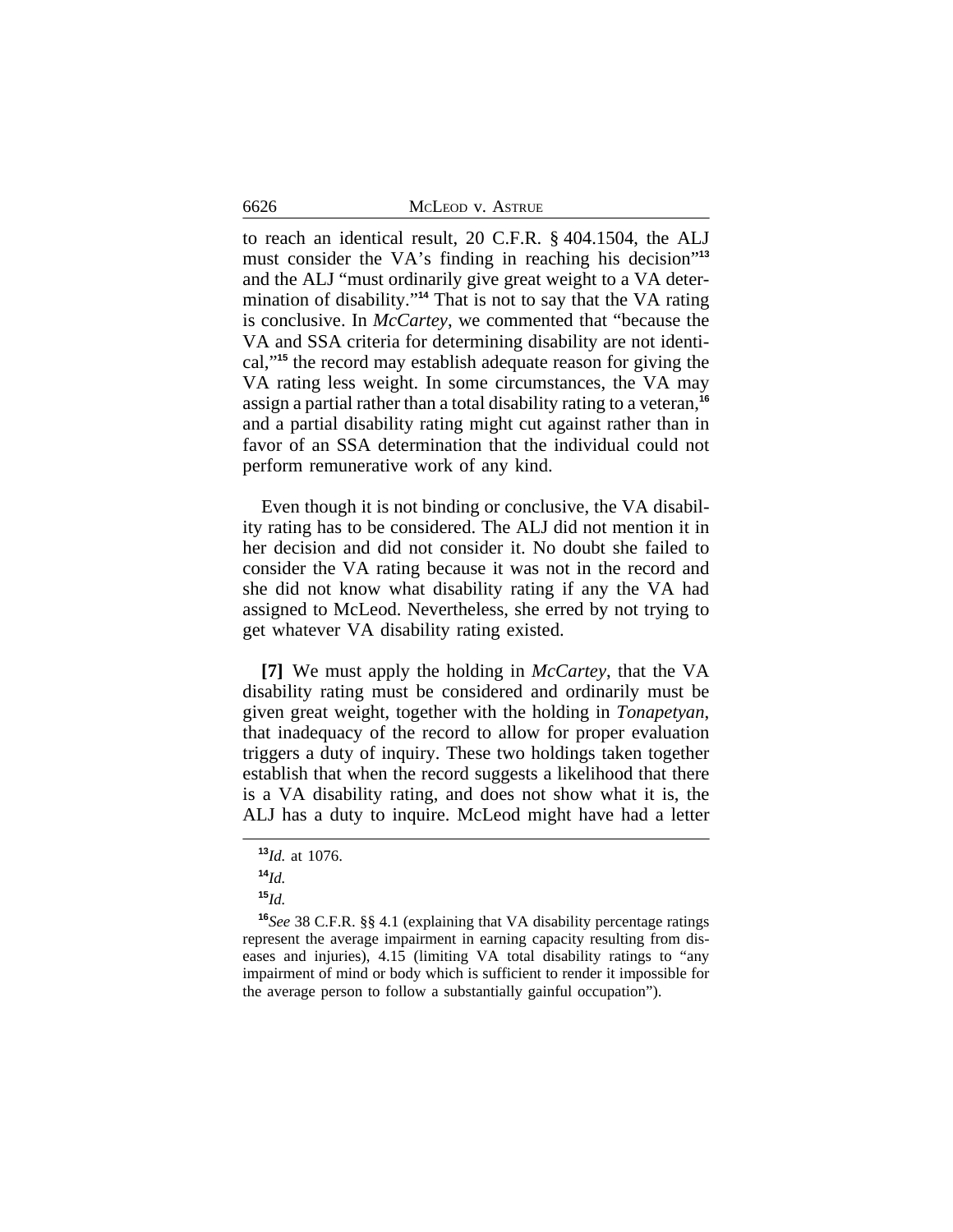to reach an identical result, 20 C.F.R. § 404.1504, the ALJ must consider the VA's finding in reaching his decision"[13] and the ALJ "must ordinarily give great weight to a VA determination of disability."[14] That is not to say that the VA rating is conclusive. In *McCartey*, we commented that "because the VA and SSA criteria for determining disability are not identical,"[15] the record may establish adequate reason for giving the VA rating less weight. In some circumstances, the VA may assign a partial rather than a total disability rating to a veteran,[16] and a partial disability rating might cut against rather than in favor of an SSA determination that the individual could not perform remunerative work of any kind.

Even though it is not binding or conclusive, the VA disability rating has to be considered. The ALJ did not mention it in her decision and did not consider it. No doubt she failed to consider the VA rating because it was not in the record and she did not know what disability rating if any the VA had assigned to McLeod. Nevertheless, she erred by not trying to get whatever VA disability rating existed.

**[7]** We must apply the holding in *McCartey*, that the VA disability rating must be considered and ordinarily must be given great weight, together with the holding in *Tonapetyan*, that inadequacy of the record to allow for proper evaluation triggers a duty of inquiry. These two holdings taken together establish that when the record suggests a likelihood that there is a VA disability rating, and does not show what it is, the ALJ has a duty to inquire. McLeod might have had a letter

[13] *Id.* at 1076.

[14] *Id.*

[15] *Id.*

[16] *See* 38 C.F.R. §§ 4.1 (explaining that VA disability percentage ratings represent the average impairment in earning capacity resulting from diseases and injuries), 4.15 (limiting VA total disability ratings to "any impairment of mind or body which is sufficient to render it impossible for the average person to follow a substantially gainful occupation").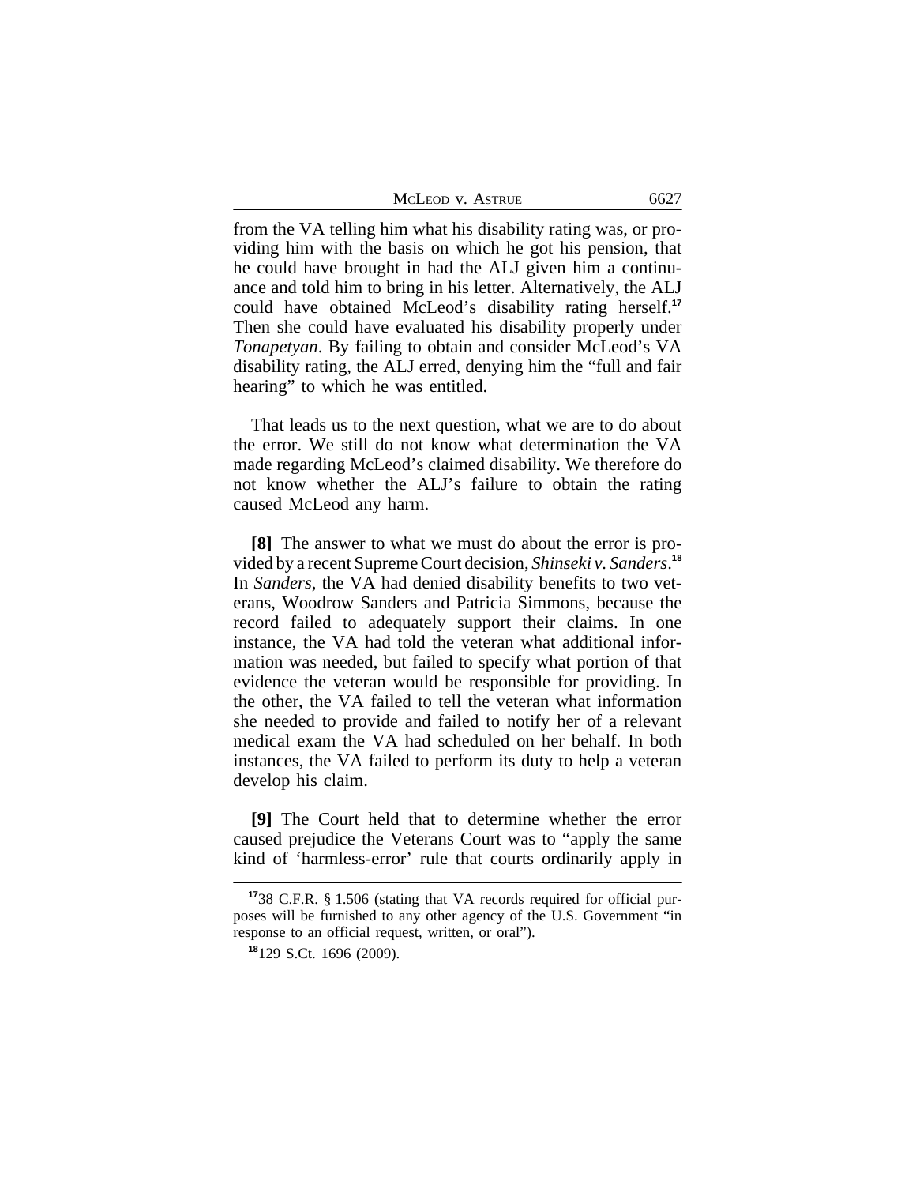from the VA telling him what his disability rating was, or providing him with the basis on which he got his pension, that he could have brought in had the ALJ given him a continuance and told him to bring in his letter. Alternatively, the ALJ could have obtained McLeod's disability rating herself.[17] Then she could have evaluated his disability properly under *Tonapetyan*. By failing to obtain and consider McLeod's VA disability rating, the ALJ erred, denying him the "full and fair hearing" to which he was entitled.

That leads us to the next question, what we are to do about the error. We still do not know what determination the VA made regarding McLeod's claimed disability. We therefore do not know whether the ALJ's failure to obtain the rating caused McLeod any harm.

**[8]** The answer to what we must do about the error is provided by a recent Supreme Court decision, *Shinseki v. Sanders*.[18] In *Sanders*, the VA had denied disability benefits to two veterans, Woodrow Sanders and Patricia Simmons, because the record failed to adequately support their claims. In one instance, the VA had told the veteran what additional information was needed, but failed to specify what portion of that evidence the veteran would be responsible for providing. In the other, the VA failed to tell the veteran what information she needed to provide and failed to notify her of a relevant medical exam the VA had scheduled on her behalf. In both instances, the VA failed to perform its duty to help a veteran develop his claim.

**[9]** The Court held that to determine whether the error caused prejudice the Veterans Court was to "apply the same kind of 'harmless-error' rule that courts ordinarily apply in

---

[17] 38 C.F.R. § 1.506 (stating that VA records required for official purposes will be furnished to any other agency of the U.S. Government "in response to an official request, written, or oral").

[18] 129 S.Ct. 1696 (2009).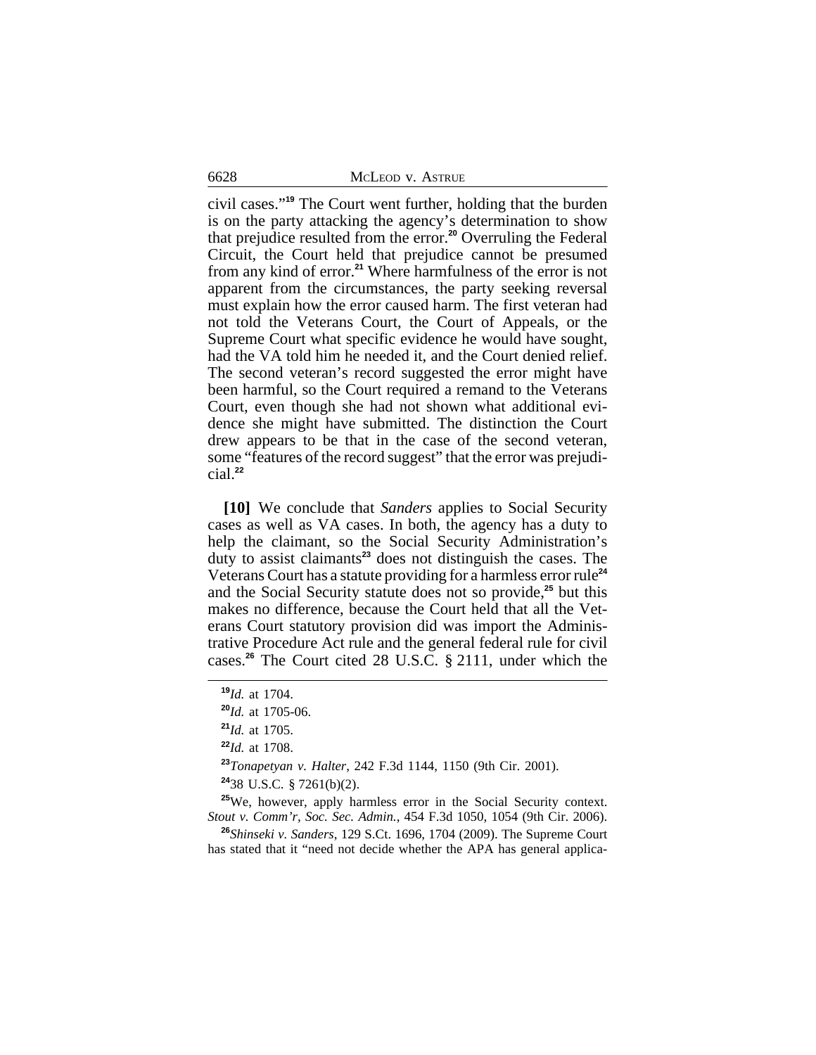civil cases."[19] The Court went further, holding that the burden is on the party attacking the agency's determination to show that prejudice resulted from the error.[20] Overruling the Federal Circuit, the Court held that prejudice cannot be presumed from any kind of error.[21] Where harmfulness of the error is not apparent from the circumstances, the party seeking reversal must explain how the error caused harm. The first veteran had not told the Veterans Court, the Court of Appeals, or the Supreme Court what specific evidence he would have sought, had the VA told him he needed it, and the Court denied relief. The second veteran's record suggested the error might have been harmful, so the Court required a remand to the Veterans Court, even though she had not shown what additional evidence she might have submitted. The distinction the Court drew appears to be that in the case of the second veteran, some "features of the record suggest" that the error was prejudicial.[22]

**[10]** We conclude that *Sanders* applies to Social Security cases as well as VA cases. In both, the agency has a duty to help the claimant, so the Social Security Administration's duty to assist claimants[23] does not distinguish the cases. The Veterans Court has a statute providing for a harmless error rule[24] and the Social Security statute does not so provide,[25] but this makes no difference, because the Court held that all the Veterans Court statutory provision did was import the Administrative Procedure Act rule and the general federal rule for civil cases.[26] The Court cited 28 U.S.C. § 2111, under which the

---

[19] *Id.* at 1704.

[20] *Id.* at 1705-06.

[21] *Id.* at 1705.

[22] *Id.* at 1708.

[23] *Tonapetyan v. Halter*, 242 F.3d 1144, 1150 (9th Cir. 2001).

[24] 38 U.S.C. § 7261(b)(2).

[25] We, however, apply harmless error in the Social Security context. *Stout v. Comm'r, Soc. Sec. Admin.*, 454 F.3d 1050, 1054 (9th Cir. 2006).

[26] *Shinseki v. Sanders*, 129 S.Ct. 1696, 1704 (2009). The Supreme Court has stated that it "need not decide whether the APA has general applica-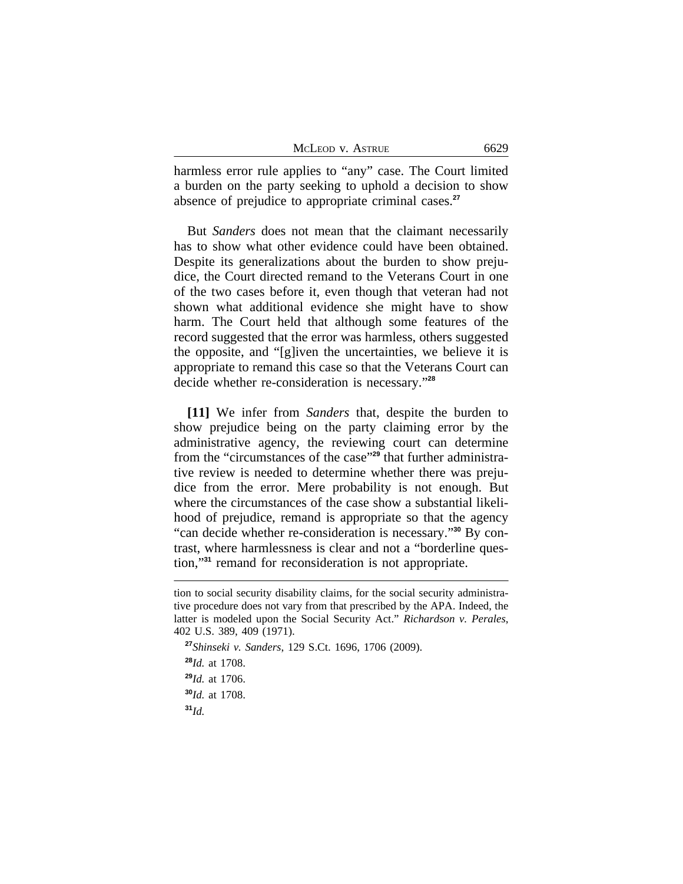harmless error rule applies to "any" case. The Court limited a burden on the party seeking to uphold a decision to show absence of prejudice to appropriate criminal cases.[27]

But *Sanders* does not mean that the claimant necessarily has to show what other evidence could have been obtained. Despite its generalizations about the burden to show prejudice, the Court directed remand to the Veterans Court in one of the two cases before it, even though that veteran had not shown what additional evidence she might have to show harm. The Court held that although some features of the record suggested that the error was harmless, others suggested the opposite, and "[g]iven the uncertainties, we believe it is appropriate to remand this case so that the Veterans Court can decide whether re-consideration is necessary."[28]

**[11]** We infer from *Sanders* that, despite the burden to show prejudice being on the party claiming error by the administrative agency, the reviewing court can determine from the "circumstances of the case"[29] that further administrative review is needed to determine whether there was prejudice from the error. Mere probability is not enough. But where the circumstances of the case show a substantial likelihood of prejudice, remand is appropriate so that the agency "can decide whether re-consideration is necessary."[30] By contrast, where harmlessness is clear and not a "borderline question,"[31] remand for reconsideration is not appropriate.

---

tion to social security disability claims, for the social security administrative procedure does not vary from that prescribed by the APA. Indeed, the latter is modeled upon the Social Security Act." *Richardson v. Perales*, 402 U.S. 389, 409 (1971).

[27] *Shinseki v. Sanders*, 129 S.Ct. 1696, 1706 (2009).

[28] *Id.* at 1708.

[29] *Id.* at 1706.

[30] *Id.* at 1708.

[31] *Id.*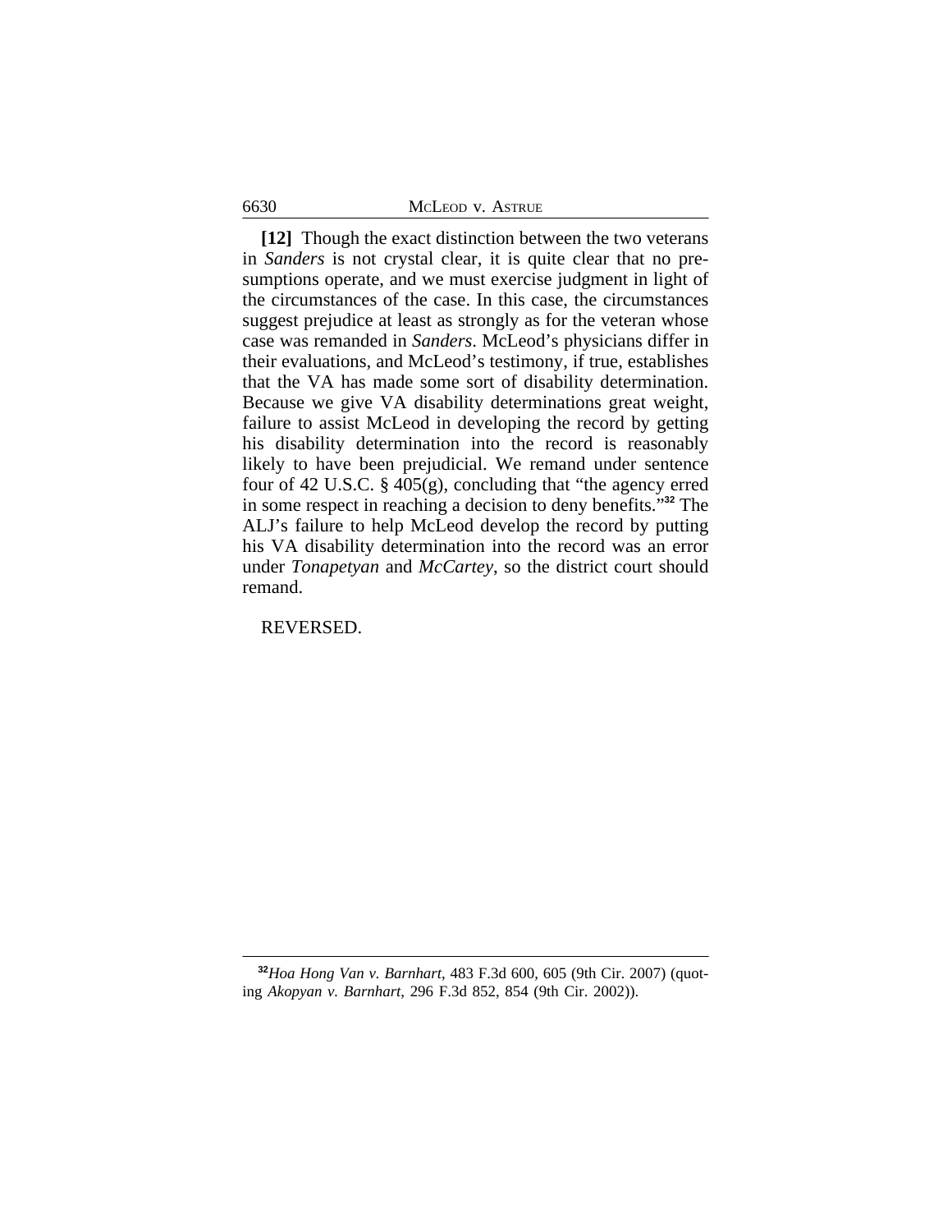**[12]** Though the exact distinction between the two veterans in *Sanders* is not crystal clear, it is quite clear that no presumptions operate, and we must exercise judgment in light of the circumstances of the case. In this case, the circumstances suggest prejudice at least as strongly as for the veteran whose case was remanded in *Sanders*. McLeod's physicians differ in their evaluations, and McLeod's testimony, if true, establishes that the VA has made some sort of disability determination. Because we give VA disability determinations great weight, failure to assist McLeod in developing the record by getting his disability determination into the record is reasonably likely to have been prejudicial. We remand under sentence four of 42 U.S.C. § 405(g), concluding that "the agency erred in some respect in reaching a decision to deny benefits."[32] The ALJ's failure to help McLeod develop the record by putting his VA disability determination into the record was an error under *Tonapetyan* and *McCartey*, so the district court should remand.

REVERSED.

---

[32] *Hoa Hong Van v. Barnhart*, 483 F.3d 600, 605 (9th Cir. 2007) (quoting *Akopyan v. Barnhart*, 296 F.3d 852, 854 (9th Cir. 2002)).